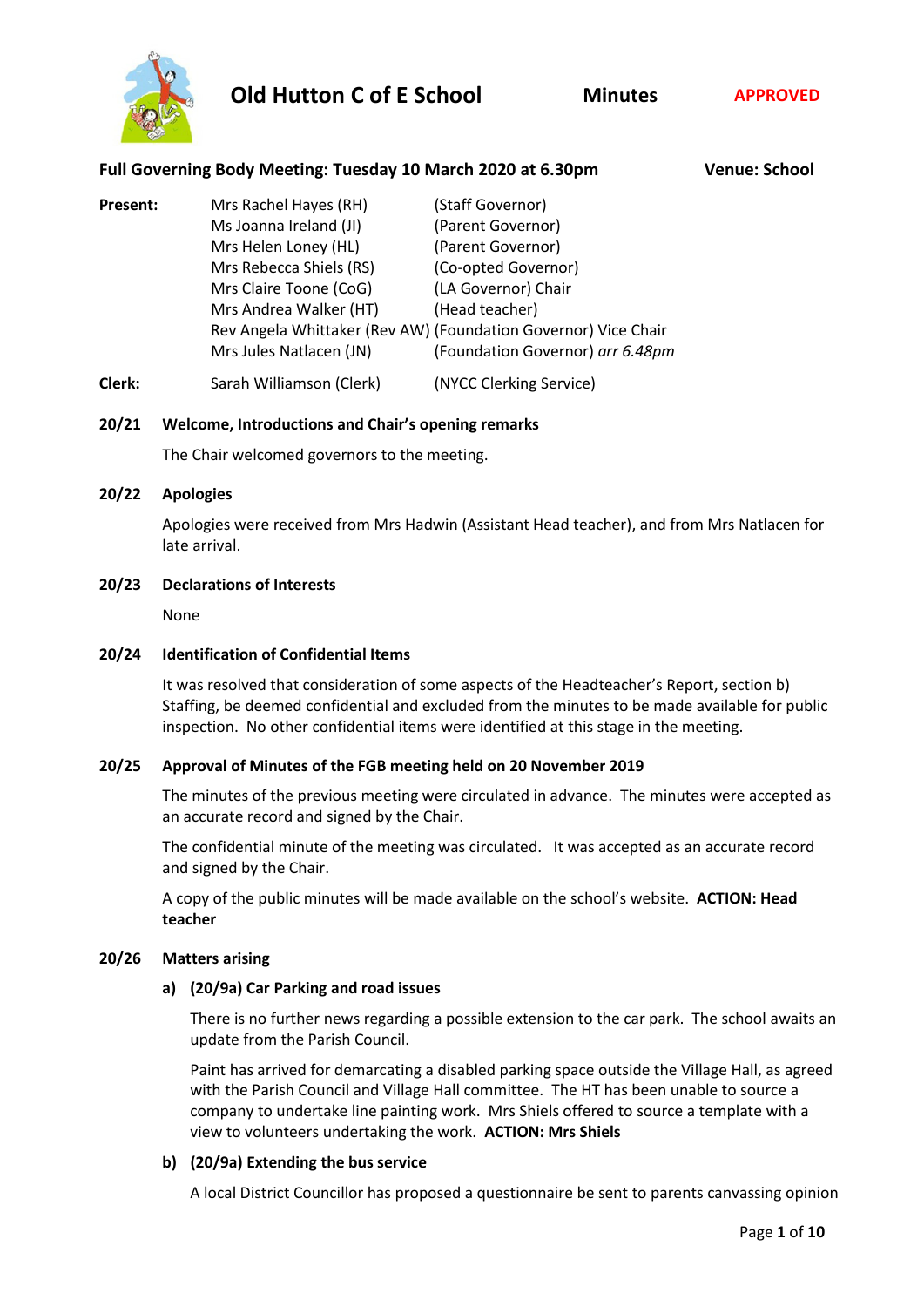# Old Hutton C of E School — Minutes — APPROVED

**Full Governing Body Meeting: Tuesday 10 March 2020 at 6.30pm** — **Venue: School**

**Present:**

| | |
|---|---|
| Mrs Rachel Hayes (RH) | (Staff Governor) |
| Ms Joanna Ireland (JI) | (Parent Governor) |
| Mrs Helen Loney (HL) | (Parent Governor) |
| Mrs Rebecca Shiels (RS) | (Co-opted Governor) |
| Mrs Claire Toone (CoG) | (LA Governor) Chair |
| Mrs Andrea Walker (HT) | (Head teacher) |
| Rev Angela Whittaker (Rev AW) | (Foundation Governor) Vice Chair |
| Mrs Jules Natlacen (JN) | (Foundation Governor) *arr 6.48pm* |

**Clerk:** Sarah Williamson (Clerk) (NYCC Clerking Service)

### 20/21 Welcome, Introductions and Chair's opening remarks

The Chair welcomed governors to the meeting.

### 20/22 Apologies

Apologies were received from Mrs Hadwin (Assistant Head teacher), and from Mrs Natlacen for late arrival.

### 20/23 Declarations of Interests

None

### 20/24 Identification of Confidential Items

It was resolved that consideration of some aspects of the Headteacher's Report, section b) Staffing, be deemed confidential and excluded from the minutes to be made available for public inspection. No other confidential items were identified at this stage in the meeting.

### 20/25 Approval of Minutes of the FGB meeting held on 20 November 2019

The minutes of the previous meeting were circulated in advance. The minutes were accepted as an accurate record and signed by the Chair.

The confidential minute of the meeting was circulated. It was accepted as an accurate record and signed by the Chair.

A copy of the public minutes will be made available on the school's website. **ACTION: Head teacher**

### 20/26 Matters arising

**a) (20/9a) Car Parking and road issues**

There is no further news regarding a possible extension to the car park. The school awaits an update from the Parish Council.

Paint has arrived for demarcating a disabled parking space outside the Village Hall, as agreed with the Parish Council and Village Hall committee. The HT has been unable to source a company to undertake line painting work. Mrs Shiels offered to source a template with a view to volunteers undertaking the work. **ACTION: Mrs Shiels**

**b) (20/9a) Extending the bus service**

A local District Councillor has proposed a questionnaire be sent to parents canvassing opinion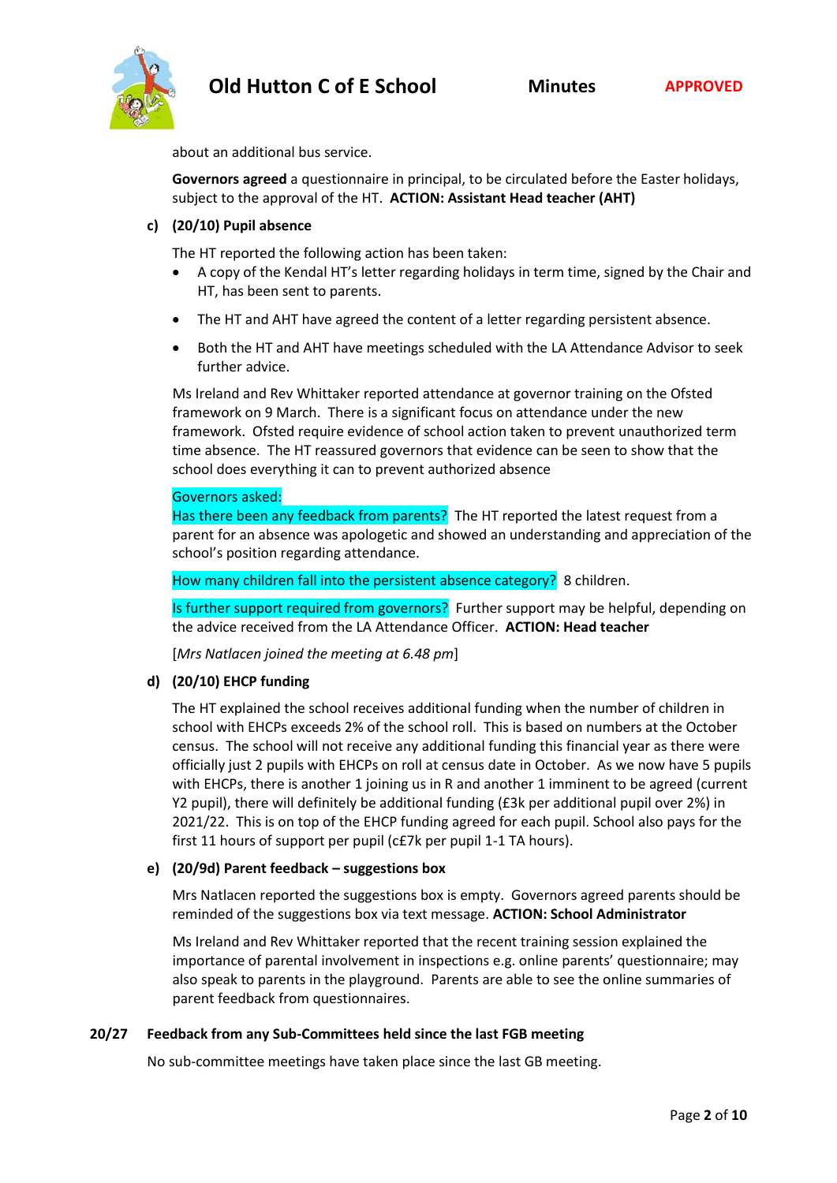about an additional bus service.

**Governors agreed** a questionnaire in principal, to be circulated before the Easter holidays, subject to the approval of the HT. **ACTION: Assistant Head teacher (AHT)**

**c) (20/10) Pupil absence**

The HT reported the following action has been taken:

- A copy of the Kendal HT's letter regarding holidays in term time, signed by the Chair and HT, has been sent to parents.
- The HT and AHT have agreed the content of a letter regarding persistent absence.
- Both the HT and AHT have meetings scheduled with the LA Attendance Advisor to seek further advice.

Ms Ireland and Rev Whittaker reported attendance at governor training on the Ofsted framework on 9 March. There is a significant focus on attendance under the new framework. Ofsted require evidence of school action taken to prevent unauthorized term time absence. The HT reassured governors that evidence can be seen to show that the school does everything it can to prevent authorized absence

Governors asked:
Has there been any feedback from parents? The HT reported the latest request from a parent for an absence was apologetic and showed an understanding and appreciation of the school's position regarding attendance.

How many children fall into the persistent absence category? 8 children.

Is further support required from governors? Further support may be helpful, depending on the advice received from the LA Attendance Officer. **ACTION: Head teacher**

[*Mrs Natlacen joined the meeting at 6.48 pm*]

**d) (20/10) EHCP funding**

The HT explained the school receives additional funding when the number of children in school with EHCPs exceeds 2% of the school roll. This is based on numbers at the October census. The school will not receive any additional funding this financial year as there were officially just 2 pupils with EHCPs on roll at census date in October. As we now have 5 pupils with EHCPs, there is another 1 joining us in R and another 1 imminent to be agreed (current Y2 pupil), there will definitely be additional funding (£3k per additional pupil over 2%) in 2021/22. This is on top of the EHCP funding agreed for each pupil. School also pays for the first 11 hours of support per pupil (c£7k per pupil 1-1 TA hours).

**e) (20/9d) Parent feedback – suggestions box**

Mrs Natlacen reported the suggestions box is empty. Governors agreed parents should be reminded of the suggestions box via text message. **ACTION: School Administrator**

Ms Ireland and Rev Whittaker reported that the recent training session explained the importance of parental involvement in inspections e.g. online parents' questionnaire; may also speak to parents in the playground. Parents are able to see the online summaries of parent feedback from questionnaires.

## 20/27 Feedback from any Sub-Committees held since the last FGB meeting

No sub-committee meetings have taken place since the last GB meeting.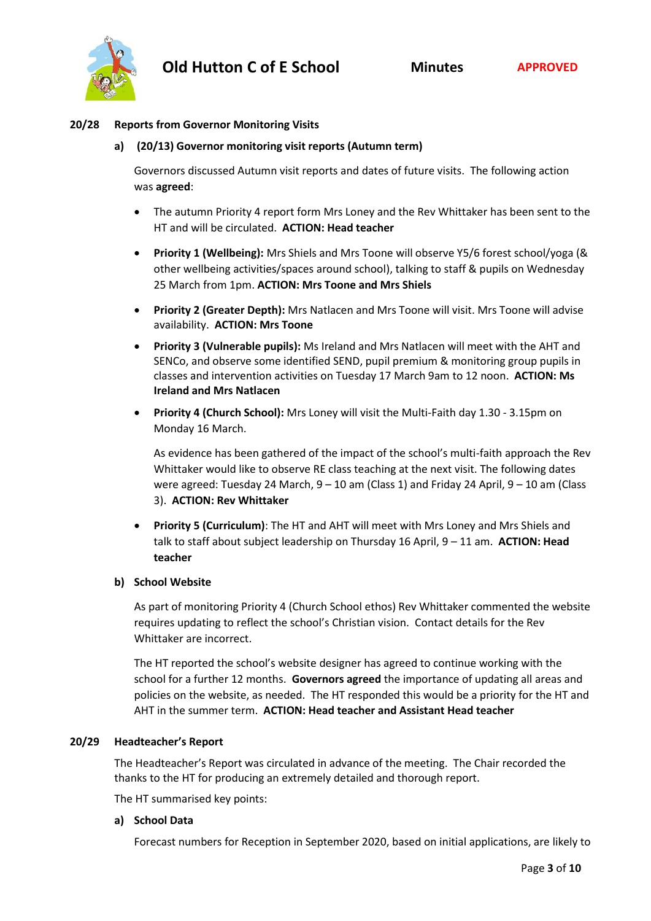### 20/28 Reports from Governor Monitoring Visits

**a) (20/13) Governor monitoring visit reports (Autumn term)**

Governors discussed Autumn visit reports and dates of future visits. The following action was **agreed**:

- The autumn Priority 4 report form Mrs Loney and the Rev Whittaker has been sent to the HT and will be circulated. **ACTION: Head teacher**
- **Priority 1 (Wellbeing):** Mrs Shiels and Mrs Toone will observe Y5/6 forest school/yoga (& other wellbeing activities/spaces around school), talking to staff & pupils on Wednesday 25 March from 1pm. **ACTION: Mrs Toone and Mrs Shiels**
- **Priority 2 (Greater Depth):** Mrs Natlacen and Mrs Toone will visit. Mrs Toone will advise availability. **ACTION: Mrs Toone**
- **Priority 3 (Vulnerable pupils):** Ms Ireland and Mrs Natlacen will meet with the AHT and SENCo, and observe some identified SEND, pupil premium & monitoring group pupils in classes and intervention activities on Tuesday 17 March 9am to 12 noon. **ACTION: Ms Ireland and Mrs Natlacen**
- **Priority 4 (Church School):** Mrs Loney will visit the Multi-Faith day 1.30 - 3.15pm on Monday 16 March.

  As evidence has been gathered of the impact of the school's multi-faith approach the Rev Whittaker would like to observe RE class teaching at the next visit. The following dates were agreed: Tuesday 24 March, 9 – 10 am (Class 1) and Friday 24 April, 9 – 10 am (Class 3). **ACTION: Rev Whittaker**
- **Priority 5 (Curriculum)**: The HT and AHT will meet with Mrs Loney and Mrs Shiels and talk to staff about subject leadership on Thursday 16 April, 9 – 11 am. **ACTION: Head teacher**

**b) School Website**

As part of monitoring Priority 4 (Church School ethos) Rev Whittaker commented the website requires updating to reflect the school's Christian vision. Contact details for the Rev Whittaker are incorrect.

The HT reported the school's website designer has agreed to continue working with the school for a further 12 months. **Governors agreed** the importance of updating all areas and policies on the website, as needed. The HT responded this would be a priority for the HT and AHT in the summer term. **ACTION: Head teacher and Assistant Head teacher**

### 20/29 Headteacher's Report

The Headteacher's Report was circulated in advance of the meeting. The Chair recorded the thanks to the HT for producing an extremely detailed and thorough report.

The HT summarised key points:

**a) School Data**

Forecast numbers for Reception in September 2020, based on initial applications, are likely to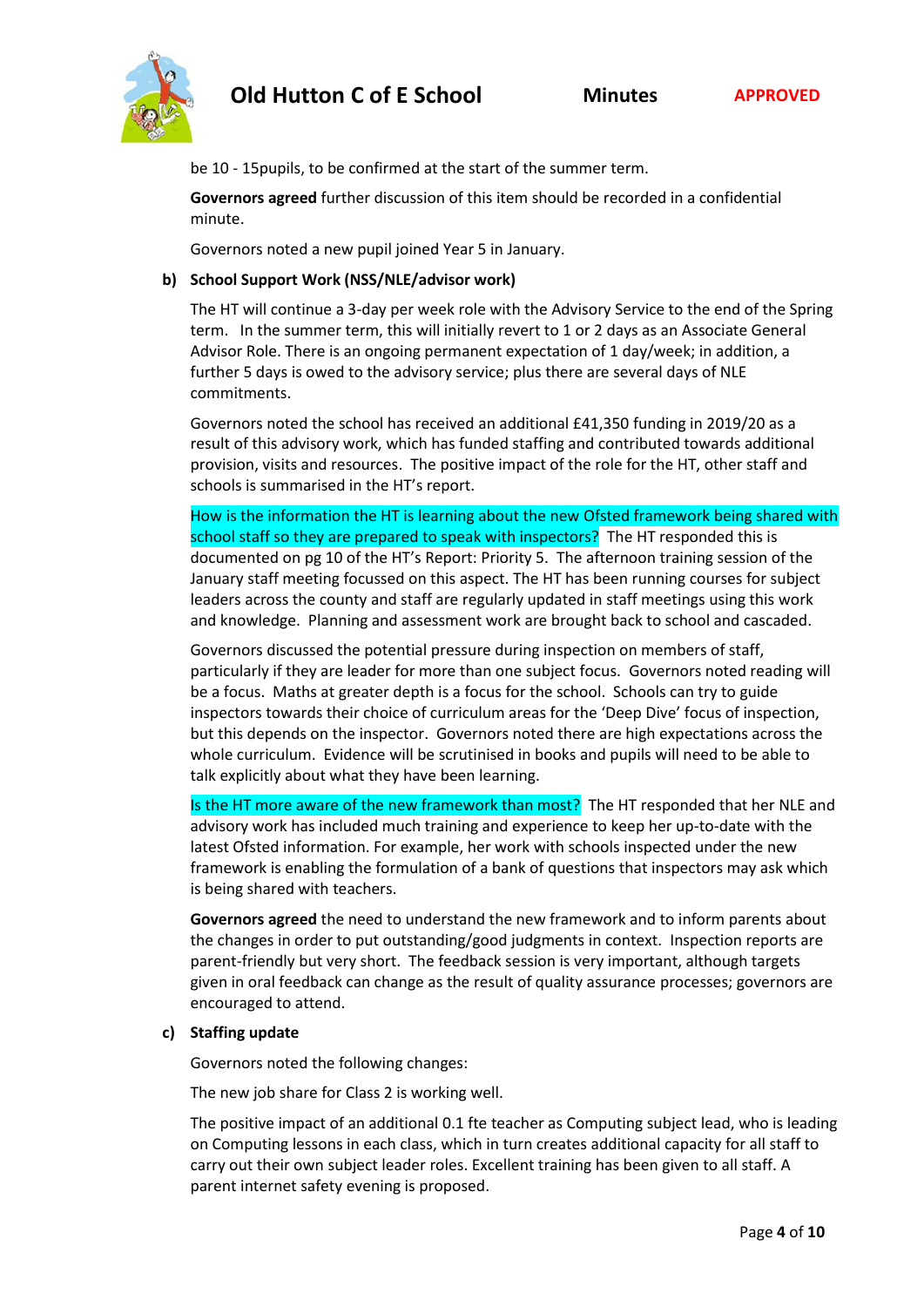be 10 - 15pupils, to be confirmed at the start of the summer term.

**Governors agreed** further discussion of this item should be recorded in a confidential minute.

Governors noted a new pupil joined Year 5 in January.

**b) School Support Work (NSS/NLE/advisor work)**

The HT will continue a 3-day per week role with the Advisory Service to the end of the Spring term. In the summer term, this will initially revert to 1 or 2 days as an Associate General Advisor Role. There is an ongoing permanent expectation of 1 day/week; in addition, a further 5 days is owed to the advisory service; plus there are several days of NLE commitments.

Governors noted the school has received an additional £41,350 funding in 2019/20 as a result of this advisory work, which has funded staffing and contributed towards additional provision, visits and resources. The positive impact of the role for the HT, other staff and schools is summarised in the HT's report.

How is the information the HT is learning about the new Ofsted framework being shared with school staff so they are prepared to speak with inspectors? The HT responded this is documented on pg 10 of the HT's Report: Priority 5. The afternoon training session of the January staff meeting focussed on this aspect. The HT has been running courses for subject leaders across the county and staff are regularly updated in staff meetings using this work and knowledge. Planning and assessment work are brought back to school and cascaded.

Governors discussed the potential pressure during inspection on members of staff, particularly if they are leader for more than one subject focus. Governors noted reading will be a focus. Maths at greater depth is a focus for the school. Schools can try to guide inspectors towards their choice of curriculum areas for the 'Deep Dive' focus of inspection, but this depends on the inspector. Governors noted there are high expectations across the whole curriculum. Evidence will be scrutinised in books and pupils will need to be able to talk explicitly about what they have been learning.

Is the HT more aware of the new framework than most? The HT responded that her NLE and advisory work has included much training and experience to keep her up-to-date with the latest Ofsted information. For example, her work with schools inspected under the new framework is enabling the formulation of a bank of questions that inspectors may ask which is being shared with teachers.

**Governors agreed** the need to understand the new framework and to inform parents about the changes in order to put outstanding/good judgments in context. Inspection reports are parent-friendly but very short. The feedback session is very important, although targets given in oral feedback can change as the result of quality assurance processes; governors are encouraged to attend.

**c) Staffing update**

Governors noted the following changes:

The new job share for Class 2 is working well.

The positive impact of an additional 0.1 fte teacher as Computing subject lead, who is leading on Computing lessons in each class, which in turn creates additional capacity for all staff to carry out their own subject leader roles. Excellent training has been given to all staff. A parent internet safety evening is proposed.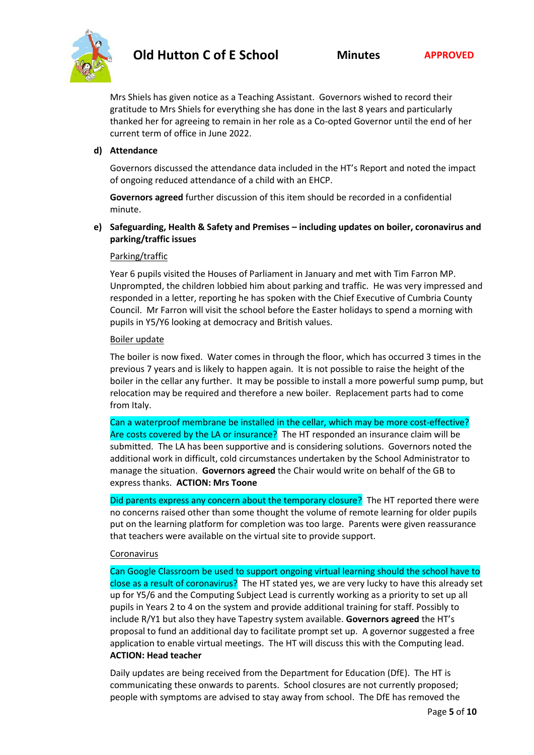Mrs Shiels has given notice as a Teaching Assistant. Governors wished to record their gratitude to Mrs Shiels for everything she has done in the last 8 years and particularly thanked her for agreeing to remain in her role as a Co-opted Governor until the end of her current term of office in June 2022.

**d) Attendance**

Governors discussed the attendance data included in the HT's Report and noted the impact of ongoing reduced attendance of a child with an EHCP.

**Governors agreed** further discussion of this item should be recorded in a confidential minute.

**e) Safeguarding, Health & Safety and Premises – including updates on boiler, coronavirus and parking/traffic issues**

Parking/traffic

Year 6 pupils visited the Houses of Parliament in January and met with Tim Farron MP. Unprompted, the children lobbied him about parking and traffic. He was very impressed and responded in a letter, reporting he has spoken with the Chief Executive of Cumbria County Council. Mr Farron will visit the school before the Easter holidays to spend a morning with pupils in Y5/Y6 looking at democracy and British values.

Boiler update

The boiler is now fixed. Water comes in through the floor, which has occurred 3 times in the previous 7 years and is likely to happen again. It is not possible to raise the height of the boiler in the cellar any further. It may be possible to install a more powerful sump pump, but relocation may be required and therefore a new boiler. Replacement parts had to come from Italy.

Can a waterproof membrane be installed in the cellar, which may be more cost-effective? Are costs covered by the LA or insurance? The HT responded an insurance claim will be submitted. The LA has been supportive and is considering solutions. Governors noted the additional work in difficult, cold circumstances undertaken by the School Administrator to manage the situation. **Governors agreed** the Chair would write on behalf of the GB to express thanks. **ACTION: Mrs Toone**

Did parents express any concern about the temporary closure? The HT reported there were no concerns raised other than some thought the volume of remote learning for older pupils put on the learning platform for completion was too large. Parents were given reassurance that teachers were available on the virtual site to provide support.

Coronavirus

Can Google Classroom be used to support ongoing virtual learning should the school have to close as a result of coronavirus? The HT stated yes, we are very lucky to have this already set up for Y5/6 and the Computing Subject Lead is currently working as a priority to set up all pupils in Years 2 to 4 on the system and provide additional training for staff. Possibly to include R/Y1 but also they have Tapestry system available. **Governors agreed** the HT's proposal to fund an additional day to facilitate prompt set up. A governor suggested a free application to enable virtual meetings. The HT will discuss this with the Computing lead. **ACTION: Head teacher**

Daily updates are being received from the Department for Education (DfE). The HT is communicating these onwards to parents. School closures are not currently proposed; people with symptoms are advised to stay away from school. The DfE has removed the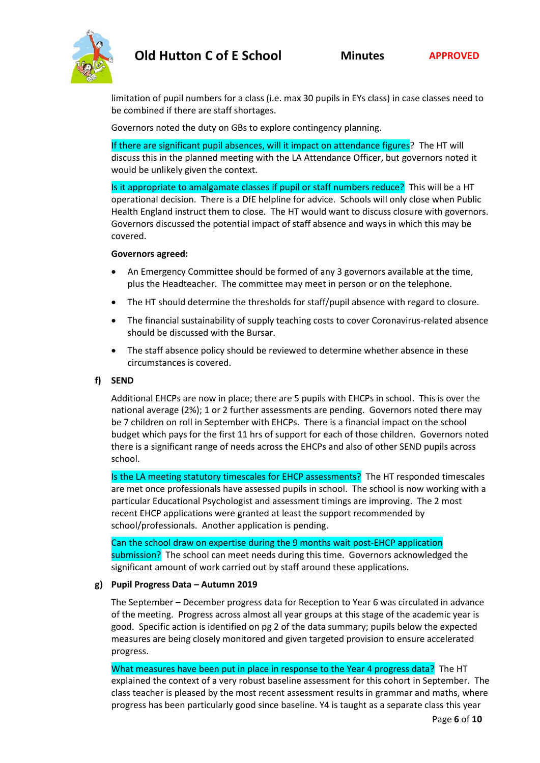limitation of pupil numbers for a class (i.e. max 30 pupils in EYs class) in case classes need to be combined if there are staff shortages.

Governors noted the duty on GBs to explore contingency planning.

If there are significant pupil absences, will it impact on attendance figures? The HT will discuss this in the planned meeting with the LA Attendance Officer, but governors noted it would be unlikely given the context.

Is it appropriate to amalgamate classes if pupil or staff numbers reduce? This will be a HT operational decision. There is a DfE helpline for advice. Schools will only close when Public Health England instruct them to close. The HT would want to discuss closure with governors. Governors discussed the potential impact of staff absence and ways in which this may be covered.

**Governors agreed:**

- An Emergency Committee should be formed of any 3 governors available at the time, plus the Headteacher. The committee may meet in person or on the telephone.
- The HT should determine the thresholds for staff/pupil absence with regard to closure.
- The financial sustainability of supply teaching costs to cover Coronavirus-related absence should be discussed with the Bursar.
- The staff absence policy should be reviewed to determine whether absence in these circumstances is covered.

**f) SEND**

Additional EHCPs are now in place; there are 5 pupils with EHCPs in school. This is over the national average (2%); 1 or 2 further assessments are pending. Governors noted there may be 7 children on roll in September with EHCPs. There is a financial impact on the school budget which pays for the first 11 hrs of support for each of those children. Governors noted there is a significant range of needs across the EHCPs and also of other SEND pupils across school.

Is the LA meeting statutory timescales for EHCP assessments? The HT responded timescales are met once professionals have assessed pupils in school. The school is now working with a particular Educational Psychologist and assessment timings are improving. The 2 most recent EHCP applications were granted at least the support recommended by school/professionals. Another application is pending.

Can the school draw on expertise during the 9 months wait post-EHCP application submission? The school can meet needs during this time. Governors acknowledged the significant amount of work carried out by staff around these applications.

**g) Pupil Progress Data – Autumn 2019**

The September – December progress data for Reception to Year 6 was circulated in advance of the meeting. Progress across almost all year groups at this stage of the academic year is good. Specific action is identified on pg 2 of the data summary; pupils below the expected measures are being closely monitored and given targeted provision to ensure accelerated progress.

What measures have been put in place in response to the Year 4 progress data? The HT explained the context of a very robust baseline assessment for this cohort in September. The class teacher is pleased by the most recent assessment results in grammar and maths, where progress has been particularly good since baseline. Y4 is taught as a separate class this year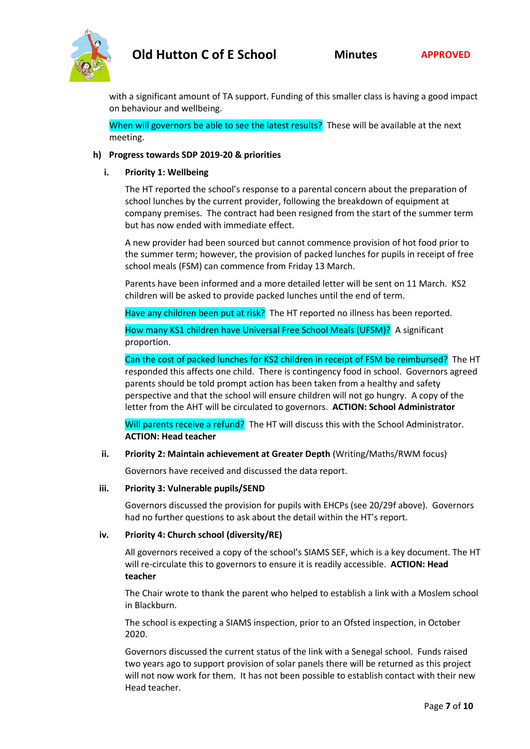with a significant amount of TA support. Funding of this smaller class is having a good impact on behaviour and wellbeing.

When will governors be able to see the latest results? These will be available at the next meeting.

**h) Progress towards SDP 2019-20 & priorities**

**i. Priority 1: Wellbeing**

The HT reported the school's response to a parental concern about the preparation of school lunches by the current provider, following the breakdown of equipment at company premises. The contract had been resigned from the start of the summer term but has now ended with immediate effect.

A new provider had been sourced but cannot commence provision of hot food prior to the summer term; however, the provision of packed lunches for pupils in receipt of free school meals (FSM) can commence from Friday 13 March.

Parents have been informed and a more detailed letter will be sent on 11 March. KS2 children will be asked to provide packed lunches until the end of term.

Have any children been put at risk? The HT reported no illness has been reported.

How many KS1 children have Universal Free School Meals (UFSM)? A significant proportion.

Can the cost of packed lunches for KS2 children in receipt of FSM be reimbursed? The HT responded this affects one child. There is contingency food in school. Governors agreed parents should be told prompt action has been taken from a healthy and safety perspective and that the school will ensure children will not go hungry. A copy of the letter from the AHT will be circulated to governors. **ACTION: School Administrator**

Will parents receive a refund? The HT will discuss this with the School Administrator. **ACTION: Head teacher**

**ii. Priority 2: Maintain achievement at Greater Depth** (Writing/Maths/RWM focus)

Governors have received and discussed the data report.

**iii. Priority 3: Vulnerable pupils/SEND**

Governors discussed the provision for pupils with EHCPs (see 20/29f above). Governors had no further questions to ask about the detail within the HT's report.

**iv. Priority 4: Church school (diversity/RE)**

All governors received a copy of the school's SIAMS SEF, which is a key document. The HT will re-circulate this to governors to ensure it is readily accessible. **ACTION: Head teacher**

The Chair wrote to thank the parent who helped to establish a link with a Moslem school in Blackburn.

The school is expecting a SIAMS inspection, prior to an Ofsted inspection, in October 2020.

Governors discussed the current status of the link with a Senegal school. Funds raised two years ago to support provision of solar panels there will be returned as this project will not now work for them. It has not been possible to establish contact with their new Head teacher.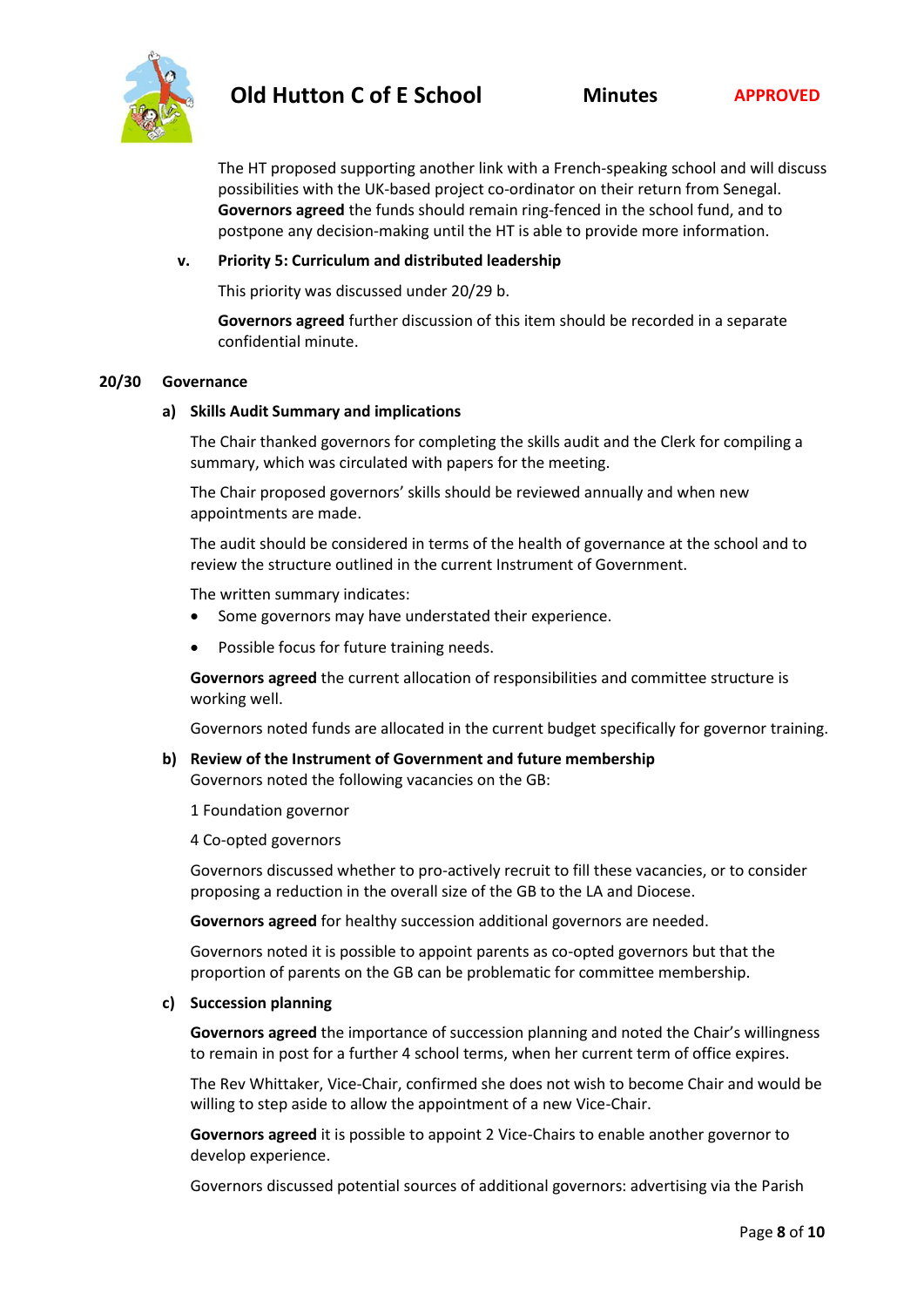The HT proposed supporting another link with a French-speaking school and will discuss possibilities with the UK-based project co-ordinator on their return from Senegal. **Governors agreed** the funds should remain ring-fenced in the school fund, and to postpone any decision-making until the HT is able to provide more information.

**v. Priority 5: Curriculum and distributed leadership**

This priority was discussed under 20/29 b.

**Governors agreed** further discussion of this item should be recorded in a separate confidential minute.

**20/30 Governance**

**a) Skills Audit Summary and implications**

The Chair thanked governors for completing the skills audit and the Clerk for compiling a summary, which was circulated with papers for the meeting.

The Chair proposed governors' skills should be reviewed annually and when new appointments are made.

The audit should be considered in terms of the health of governance at the school and to review the structure outlined in the current Instrument of Government.

The written summary indicates:

- Some governors may have understated their experience.
- Possible focus for future training needs.

**Governors agreed** the current allocation of responsibilities and committee structure is working well.

Governors noted funds are allocated in the current budget specifically for governor training.

**b) Review of the Instrument of Government and future membership**

Governors noted the following vacancies on the GB:

1 Foundation governor

4 Co-opted governors

Governors discussed whether to pro-actively recruit to fill these vacancies, or to consider proposing a reduction in the overall size of the GB to the LA and Diocese.

**Governors agreed** for healthy succession additional governors are needed.

Governors noted it is possible to appoint parents as co-opted governors but that the proportion of parents on the GB can be problematic for committee membership.

**c) Succession planning**

**Governors agreed** the importance of succession planning and noted the Chair's willingness to remain in post for a further 4 school terms, when her current term of office expires.

The Rev Whittaker, Vice-Chair, confirmed she does not wish to become Chair and would be willing to step aside to allow the appointment of a new Vice-Chair.

**Governors agreed** it is possible to appoint 2 Vice-Chairs to enable another governor to develop experience.

Governors discussed potential sources of additional governors: advertising via the Parish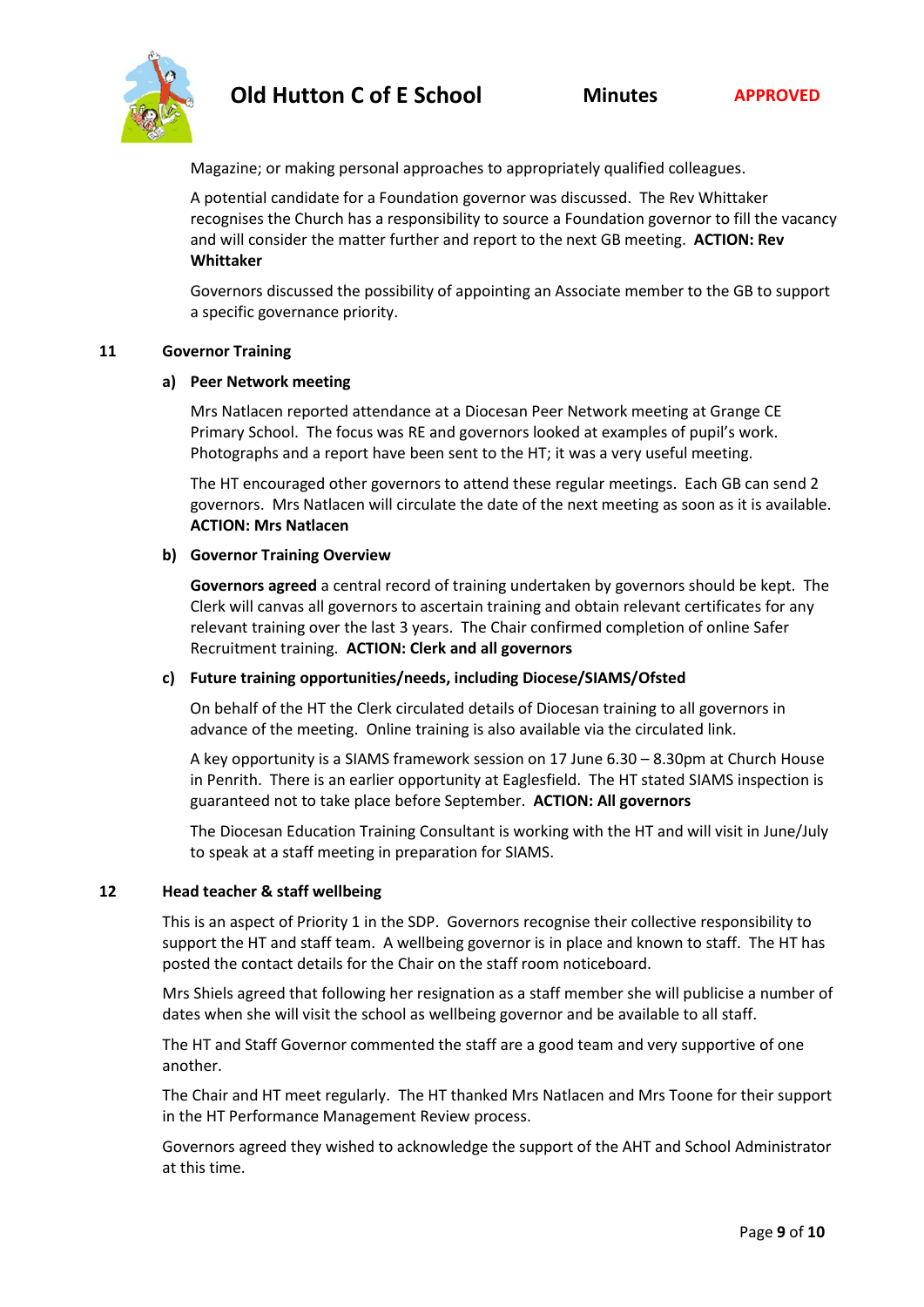Magazine; or making personal approaches to appropriately qualified colleagues.

A potential candidate for a Foundation governor was discussed. The Rev Whittaker recognises the Church has a responsibility to source a Foundation governor to fill the vacancy and will consider the matter further and report to the next GB meeting. **ACTION: Rev Whittaker**

Governors discussed the possibility of appointing an Associate member to the GB to support a specific governance priority.

**11 Governor Training**

**a) Peer Network meeting**

Mrs Natlacen reported attendance at a Diocesan Peer Network meeting at Grange CE Primary School. The focus was RE and governors looked at examples of pupil's work. Photographs and a report have been sent to the HT; it was a very useful meeting.

The HT encouraged other governors to attend these regular meetings. Each GB can send 2 governors. Mrs Natlacen will circulate the date of the next meeting as soon as it is available. **ACTION: Mrs Natlacen**

**b) Governor Training Overview**

**Governors agreed** a central record of training undertaken by governors should be kept. The Clerk will canvas all governors to ascertain training and obtain relevant certificates for any relevant training over the last 3 years. The Chair confirmed completion of online Safer Recruitment training. **ACTION: Clerk and all governors**

**c) Future training opportunities/needs, including Diocese/SIAMS/Ofsted**

On behalf of the HT the Clerk circulated details of Diocesan training to all governors in advance of the meeting. Online training is also available via the circulated link.

A key opportunity is a SIAMS framework session on 17 June 6.30 – 8.30pm at Church House in Penrith. There is an earlier opportunity at Eaglesfield. The HT stated SIAMS inspection is guaranteed not to take place before September. **ACTION: All governors**

The Diocesan Education Training Consultant is working with the HT and will visit in June/July to speak at a staff meeting in preparation for SIAMS.

**12 Head teacher & staff wellbeing**

This is an aspect of Priority 1 in the SDP. Governors recognise their collective responsibility to support the HT and staff team. A wellbeing governor is in place and known to staff. The HT has posted the contact details for the Chair on the staff room noticeboard.

Mrs Shiels agreed that following her resignation as a staff member she will publicise a number of dates when she will visit the school as wellbeing governor and be available to all staff.

The HT and Staff Governor commented the staff are a good team and very supportive of one another.

The Chair and HT meet regularly. The HT thanked Mrs Natlacen and Mrs Toone for their support in the HT Performance Management Review process.

Governors agreed they wished to acknowledge the support of the AHT and School Administrator at this time.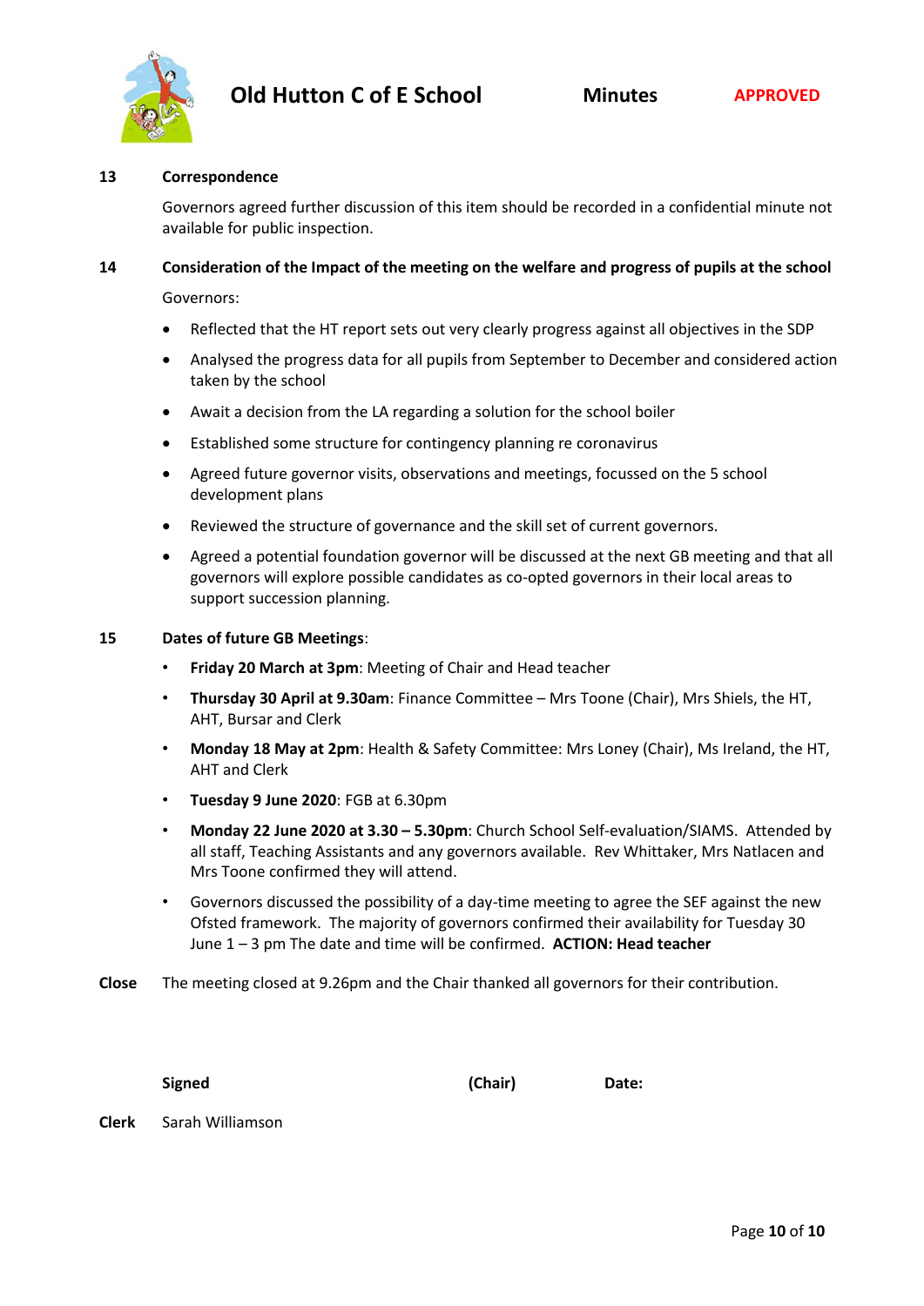**13 Correspondence**

Governors agreed further discussion of this item should be recorded in a confidential minute not available for public inspection.

**14 Consideration of the Impact of the meeting on the welfare and progress of pupils at the school**

Governors:

- Reflected that the HT report sets out very clearly progress against all objectives in the SDP
- Analysed the progress data for all pupils from September to December and considered action taken by the school
- Await a decision from the LA regarding a solution for the school boiler
- Established some structure for contingency planning re coronavirus
- Agreed future governor visits, observations and meetings, focussed on the 5 school development plans
- Reviewed the structure of governance and the skill set of current governors.
- Agreed a potential foundation governor will be discussed at the next GB meeting and that all governors will explore possible candidates as co-opted governors in their local areas to support succession planning.

**15 Dates of future GB Meetings**:

- **Friday 20 March at 3pm**: Meeting of Chair and Head teacher
- **Thursday 30 April at 9.30am**: Finance Committee – Mrs Toone (Chair), Mrs Shiels, the HT, AHT, Bursar and Clerk
- **Monday 18 May at 2pm**: Health & Safety Committee: Mrs Loney (Chair), Ms Ireland, the HT, AHT and Clerk
- **Tuesday 9 June 2020**: FGB at 6.30pm
- **Monday 22 June 2020 at 3.30 – 5.30pm**: Church School Self-evaluation/SIAMS. Attended by all staff, Teaching Assistants and any governors available. Rev Whittaker, Mrs Natlacen and Mrs Toone confirmed they will attend.
- Governors discussed the possibility of a day-time meeting to agree the SEF against the new Ofsted framework. The majority of governors confirmed their availability for Tuesday 30 June 1 – 3 pm The date and time will be confirmed. **ACTION: Head teacher**

**Close** The meeting closed at 9.26pm and the Chair thanked all governors for their contribution.

**Signed** **(Chair)** **Date:**

**Clerk** Sarah Williamson